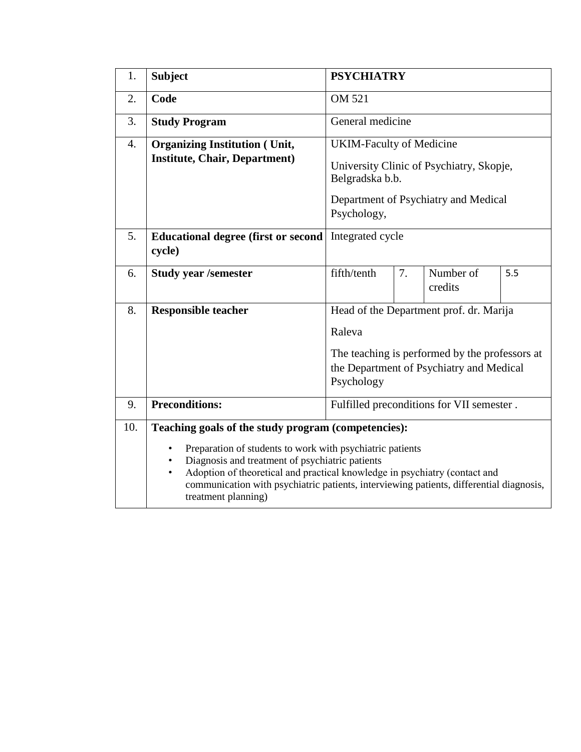| 1. | Subject | PSYCHIATRY | | | |
|---|---|---|---|---|---|
| 2. | **Code** | OM 521 | | | |
| 3. | **Study Program** | General medicine | | | |
| 4. | **Organizing Institution ( Unit, Institute, Chair, Department)** | UKIM-Faculty of Medicine<br><br>University Clinic of Psychiatry, Skopje, Belgradska b.b.<br><br>Department of Psychiatry and Medical Psychology, | | | |
| 5. | **Educational degree (first or second cycle)** | Integrated cycle | | | |
| 6. | **Study year /semester** | fifth/tenth | 7. | Number of credits | 5.5 |
| 8. | **Responsible teacher** | Head of the Department prof. dr. Marija Raleva<br><br>The teaching is performed by the professors at the Department of Psychiatry and Medical Psychology | | | |
| 9. | **Preconditions:** | Fulfilled preconditions for VII semester . | | | |
| 10. | **Teaching goals of the study program (competencies):**<br><br>• Preparation of students to work with psychiatric patients<br>• Diagnosis and treatment of psychiatric patients<br>• Adoption of theoretical and practical knowledge in psychiatry (contact and communication with psychiatric patients, interviewing patients, differential diagnosis, treatment planning) | | | | |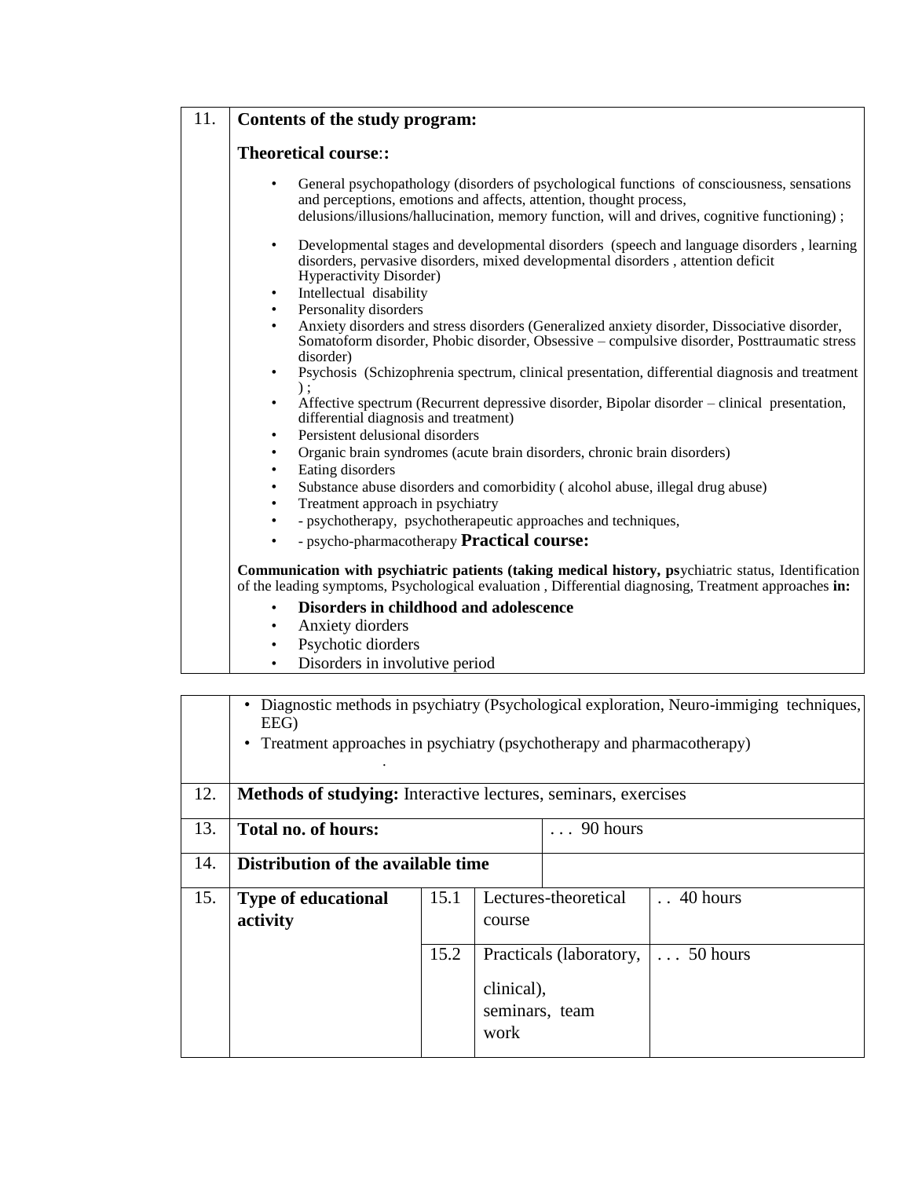| | |
|---|---|
| 11. | **Contents of the study program:**<br><br>**Theoretical course**::<br><br>• General psychopathology (disorders of psychological functions of consciousness, sensations and perceptions, emotions and affects, attention, thought process, delusions/illusions/hallucination, memory function, will and drives, cognitive functioning) ;<br>• Developmental stages and developmental disorders (speech and language disorders , learning disorders, pervasive disorders, mixed developmental disorders , attention deficit Hyperactivity Disorder)<br>• Intellectual disability<br>• Personality disorders<br>• Anxiety disorders and stress disorders (Generalized anxiety disorder, Dissociative disorder, Somatoform disorder, Phobic disorder, Obsessive – compulsive disorder, Posttraumatic stress disorder)<br>• Psychosis (Schizophrenia spectrum, clinical presentation, differential diagnosis and treatment ) ;<br>• Affective spectrum (Recurrent depressive disorder, Bipolar disorder – clinical presentation, differential diagnosis and treatment)<br>• Persistent delusional disorders<br>• Organic brain syndromes (acute brain disorders, chronic brain disorders)<br>• Eating disorders<br>• Substance abuse disorders and comorbidity ( alcohol abuse, illegal drug abuse)<br>• Treatment approach in psychiatry<br>• - psychotherapy, psychotherapeutic approaches and techniques,<br>• - psycho-pharmacotherapy **Practical course:**<br><br>**Communication with psychiatric patients (taking medical history, ps**ychiatric status, Identification of the leading symptoms, Psychological evaluation , Differential diagnosing, Treatment approaches **in:**<br><br>• **Disorders in childhood and adolescence**<br>• Anxiety diorders<br>• Psychotic diorders<br>• Disorders in involutive period<br>• Diagnostic methods in psychiatry (Psychological exploration, Neuro-immiging techniques, EEG)<br>• Treatment approaches in psychiatry (psychotherapy and pharmacotherapy) |

| | | | | |
|---|---|---|---|---|
| 12. | **Methods of studying:** Interactive lectures, seminars, exercises | | | |
| 13. | **Total no. of hours:** | | . . . 90 hours | |
| 14. | **Distribution of the available time** | | | |
| 15. | **Type of educational activity** | 15.1 | Lectures-theoretical course | . . 40 hours |
| | | 15.2 | Practicals (laboratory, clinical), seminars, team work | . . . 50 hours |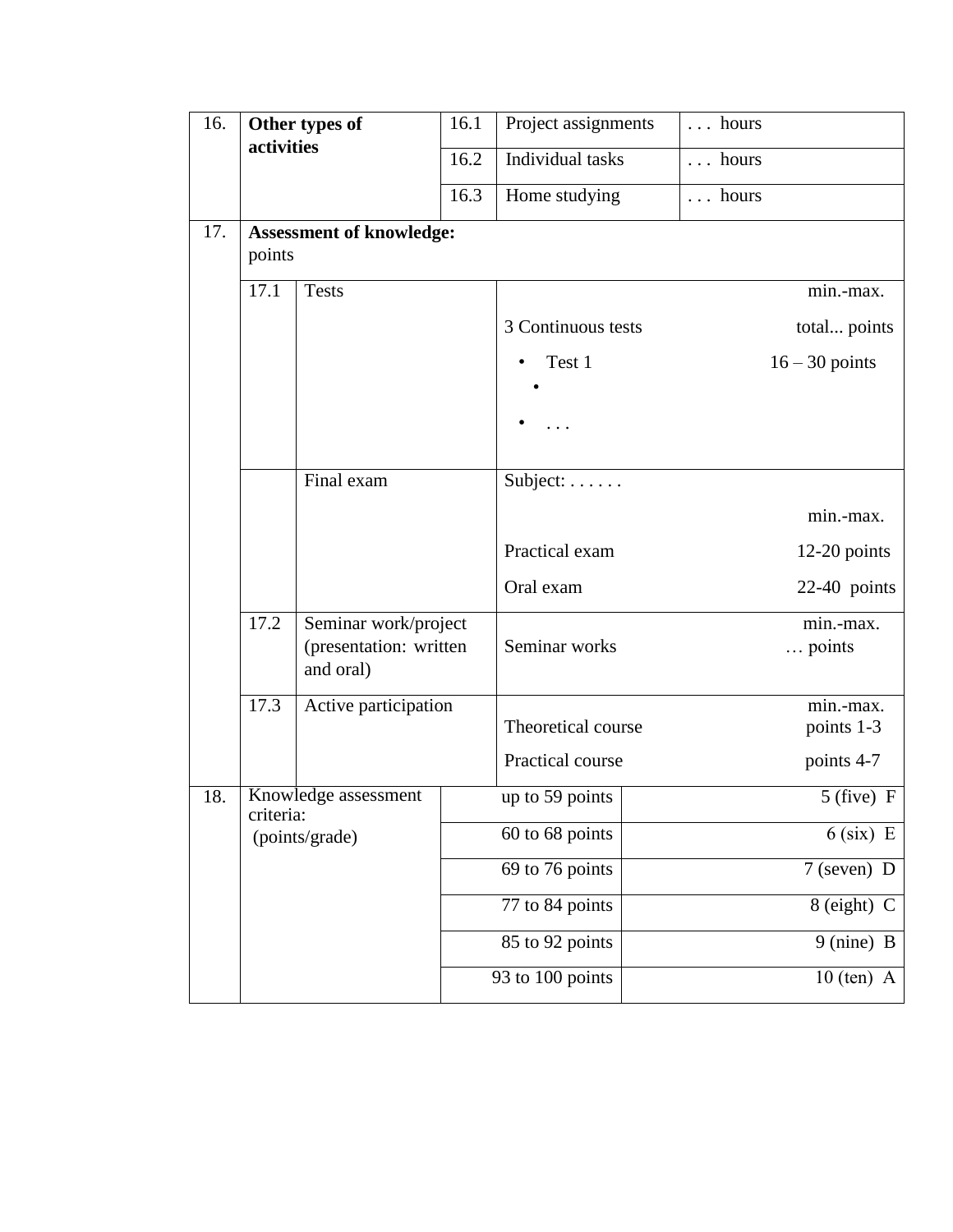| | | | | |
|---|---|---|---|---|
| 16. | **Other types of activities** | 16.1 | Project assignments | . . . hours |
| | | 16.2 | Individual tasks | . . . hours |
| | | 16.3 | Home studying | . . . hours |

| | | | |
|---|---|---|---|
| 17. | **Assessment of knowledge:** points | | |
| | 17.1 | Tests | min.-max.<br>3 Continuous tests total... points<br>• Test 1 16 – 30 points<br>•<br>• . . . |
| | | Final exam | Subject: . . . . . .<br>min.-max.<br>Practical exam 12-20 points<br>Oral exam 22-40 points |
| | 17.2 | Seminar work/project (presentation: written and oral) | min.-max.<br>Seminar works … points |
| | 17.3 | Active participation | min.-max.<br>Theoretical course points 1-3<br>Practical course points 4-7 |

| | | | |
|---|---|---|---|
| 18. | Knowledge assessment criteria: (points/grade) | up to 59 points | 5 (five) F |
| | | 60 to 68 points | 6 (six) E |
| | | 69 to 76 points | 7 (seven) D |
| | | 77 to 84 points | 8 (eight) C |
| | | 85 to 92 points | 9 (nine) B |
| | | 93 to 100 points | 10 (ten) A |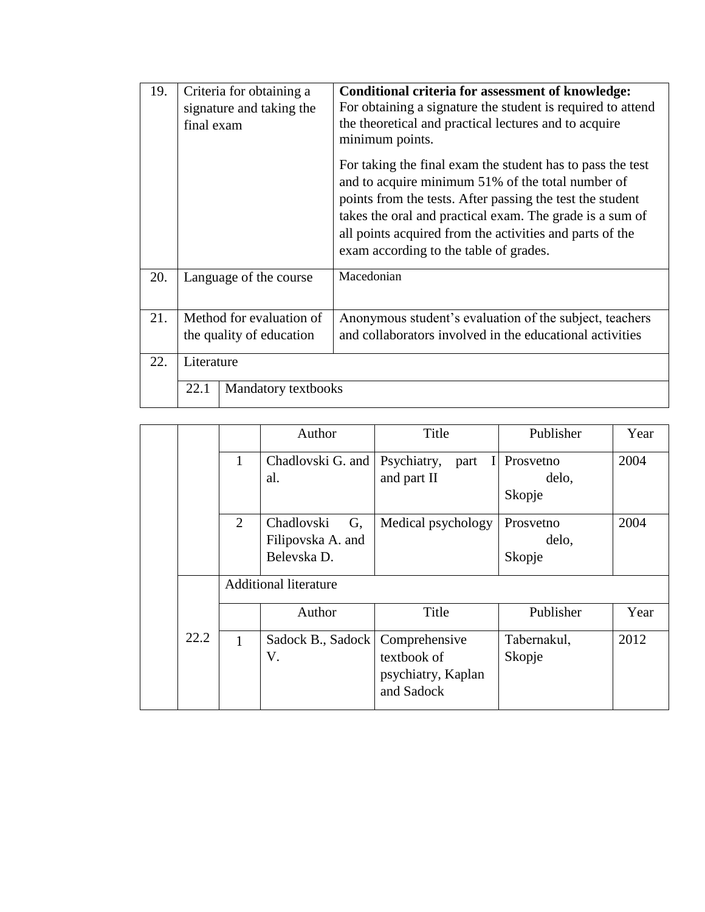| | | |
|---|---|---|
| 19. | Criteria for obtaining a signature and taking the final exam | **Conditional criteria for assessment of knowledge:** For obtaining a signature the student is required to attend the theoretical and practical lectures and to acquire minimum points. <br><br> For taking the final exam the student has to pass the test and to acquire minimum 51% of the total number of points from the tests. After passing the test the student takes the oral and practical exam. The grade is a sum of all points acquired from the activities and parts of the exam according to the table of grades. |
| 20. | Language of the course | Macedonian |
| 21. | Method for evaluation of the quality of education | Anonymous student's evaluation of the subject, teachers and collaborators involved in the educational activities |
| 22. | Literature | |
| | 22.1 Mandatory textbooks | |

| | | | Author | Title | Publisher | Year |
|---|---|---|---|---|---|---|
| | 22.1 | 1 | Chadlovski G. and al. | Psychiatry, part I and part II | Prosvetno delo, Skopje | 2004 |
| | | 2 | Chadlovski G, Filipovska A. and Belevska D. | Medical psychology | Prosvetno delo, Skopje | 2004 |
| | 22.2 | Additional literature | | | | |
| | | | Author | Title | Publisher | Year |
| | | 1 | Sadock B., Sadock V. | Comprehensive textbook of psychiatry, Kaplan and Sadock | Tabernakul, Skopje | 2012 |